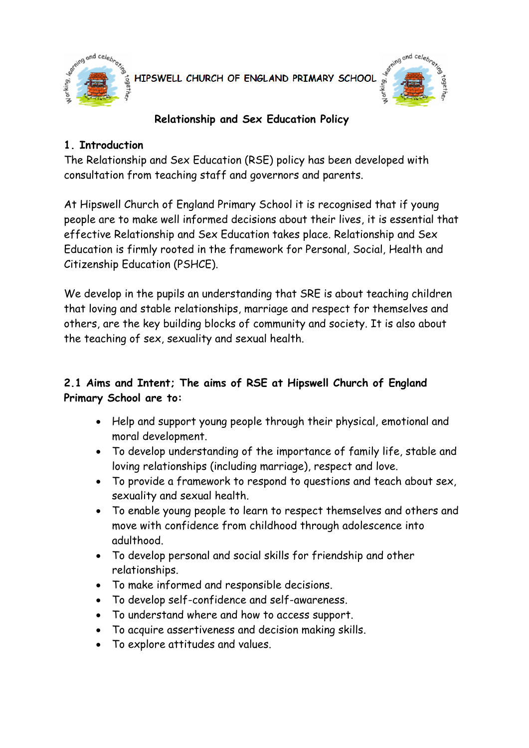HIPSWELL CHURCH OF ENGLAND PRIMARY SCHOOL

# Relationship and Sex Education Policy

## 1. Introduction

The Relationship and Sex Education (RSE) policy has been developed with consultation from teaching staff and governors and parents.

At Hipswell Church of England Primary School it is recognised that if young people are to make well informed decisions about their lives, it is essential that effective Relationship and Sex Education takes place. Relationship and Sex Education is firmly rooted in the framework for Personal, Social, Health and Citizenship Education (PSHCE).

We develop in the pupils an understanding that SRE is about teaching children that loving and stable relationships, marriage and respect for themselves and others, are the key building blocks of community and society. It is also about the teaching of sex, sexuality and sexual health.

## 2.1 Aims and Intent; The aims of RSE at Hipswell Church of England Primary School are to:

- Help and support young people through their physical, emotional and moral development.
- To develop understanding of the importance of family life, stable and loving relationships (including marriage), respect and love.
- To provide a framework to respond to questions and teach about sex, sexuality and sexual health.
- To enable young people to learn to respect themselves and others and move with confidence from childhood through adolescence into adulthood.
- To develop personal and social skills for friendship and other relationships.
- To make informed and responsible decisions.
- To develop self-confidence and self-awareness.
- To understand where and how to access support.
- To acquire assertiveness and decision making skills.
- To explore attitudes and values.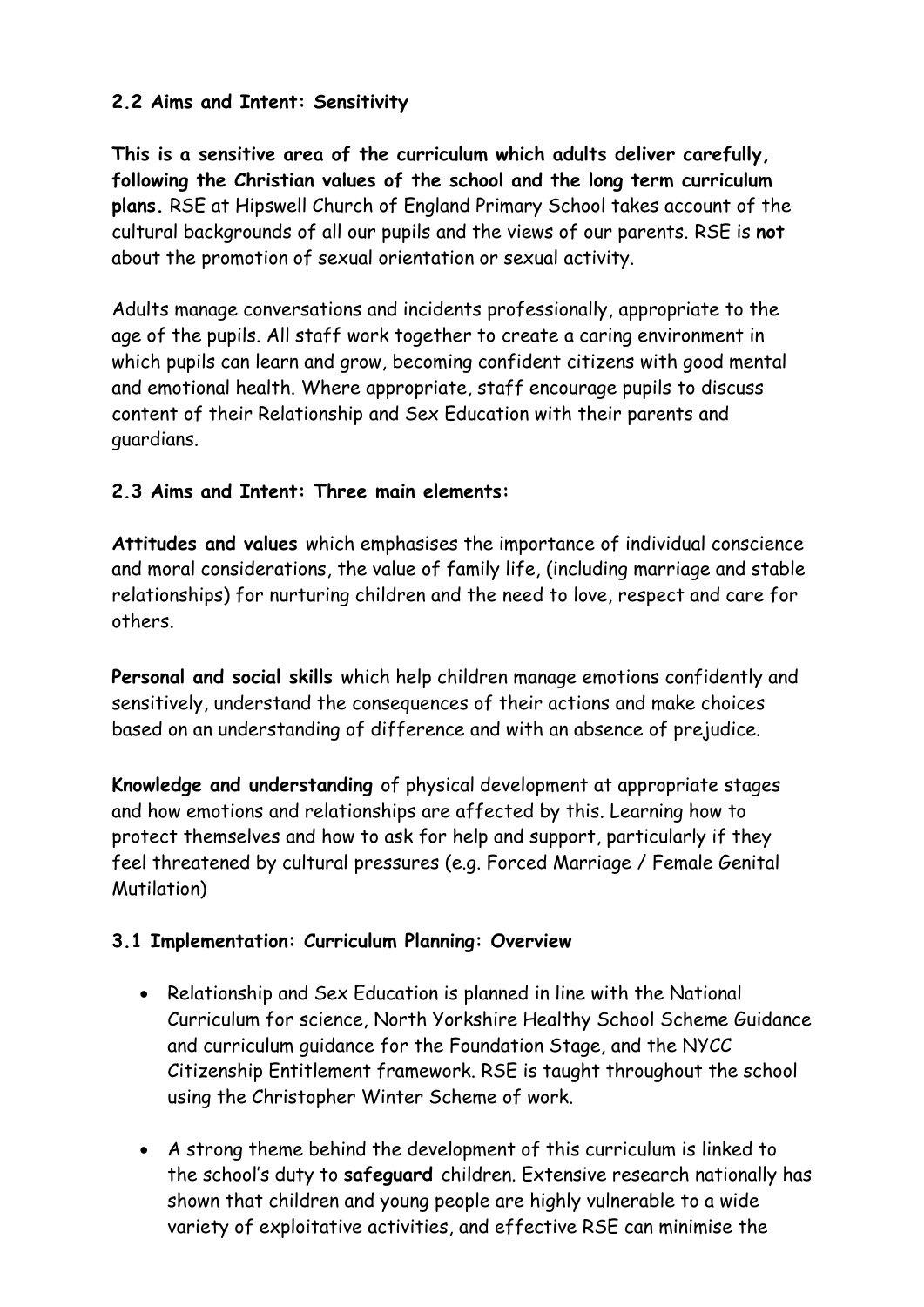**2.2 Aims and Intent: Sensitivity**

**This is a sensitive area of the curriculum which adults deliver carefully, following the Christian values of the school and the long term curriculum plans.** RSE at Hipswell Church of England Primary School takes account of the cultural backgrounds of all our pupils and the views of our parents. RSE is **not** about the promotion of sexual orientation or sexual activity.

Adults manage conversations and incidents professionally, appropriate to the age of the pupils. All staff work together to create a caring environment in which pupils can learn and grow, becoming confident citizens with good mental and emotional health. Where appropriate, staff encourage pupils to discuss content of their Relationship and Sex Education with their parents and guardians.

**2.3 Aims and Intent: Three main elements:**

**Attitudes and values** which emphasises the importance of individual conscience and moral considerations, the value of family life, (including marriage and stable relationships) for nurturing children and the need to love, respect and care for others.

**Personal and social skills** which help children manage emotions confidently and sensitively, understand the consequences of their actions and make choices based on an understanding of difference and with an absence of prejudice.

**Knowledge and understanding** of physical development at appropriate stages and how emotions and relationships are affected by this. Learning how to protect themselves and how to ask for help and support, particularly if they feel threatened by cultural pressures (e.g. Forced Marriage / Female Genital Mutilation)

**3.1 Implementation: Curriculum Planning: Overview**

- Relationship and Sex Education is planned in line with the National Curriculum for science, North Yorkshire Healthy School Scheme Guidance and curriculum guidance for the Foundation Stage, and the NYCC Citizenship Entitlement framework. RSE is taught throughout the school using the Christopher Winter Scheme of work.
- A strong theme behind the development of this curriculum is linked to the school's duty to **safeguard** children. Extensive research nationally has shown that children and young people are highly vulnerable to a wide variety of exploitative activities, and effective RSE can minimise the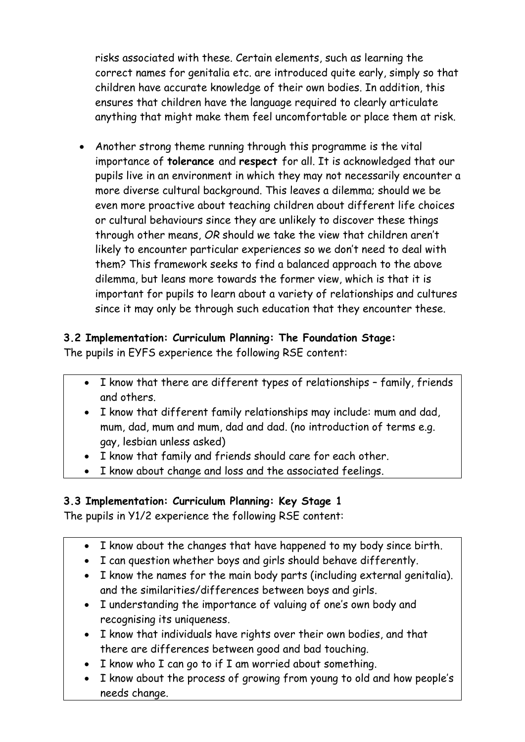risks associated with these. Certain elements, such as learning the correct names for genitalia etc. are introduced quite early, simply so that children have accurate knowledge of their own bodies. In addition, this ensures that children have the language required to clearly articulate anything that might make them feel uncomfortable or place them at risk.

- Another strong theme running through this programme is the vital importance of **tolerance** and **respect** for all. It is acknowledged that our pupils live in an environment in which they may not necessarily encounter a more diverse cultural background. This leaves a dilemma; should we be even more proactive about teaching children about different life choices or cultural behaviours since they are unlikely to discover these things through other means, *OR* should we take the view that children aren't likely to encounter particular experiences so we don't need to deal with them? This framework seeks to find a balanced approach to the above dilemma, but leans more towards the former view, which is that it is important for pupils to learn about a variety of relationships and cultures since it may only be through such education that they encounter these.

### 3.2 Implementation: Curriculum Planning: The Foundation Stage:

The pupils in EYFS experience the following RSE content:

- I know that there are different types of relationships – family, friends and others.
- I know that different family relationships may include: mum and dad, mum, dad, mum and mum, dad and dad. (no introduction of terms e.g. gay, lesbian unless asked)
- I know that family and friends should care for each other.
- I know about change and loss and the associated feelings.

### 3.3 Implementation: Curriculum Planning: Key Stage 1

The pupils in Y1/2 experience the following RSE content:

- I know about the changes that have happened to my body since birth.
- I can question whether boys and girls should behave differently.
- I know the names for the main body parts (including external genitalia). and the similarities/differences between boys and girls.
- I understanding the importance of valuing of one's own body and recognising its uniqueness.
- I know that individuals have rights over their own bodies, and that there are differences between good and bad touching.
- I know who I can go to if I am worried about something.
- I know about the process of growing from young to old and how people's needs change.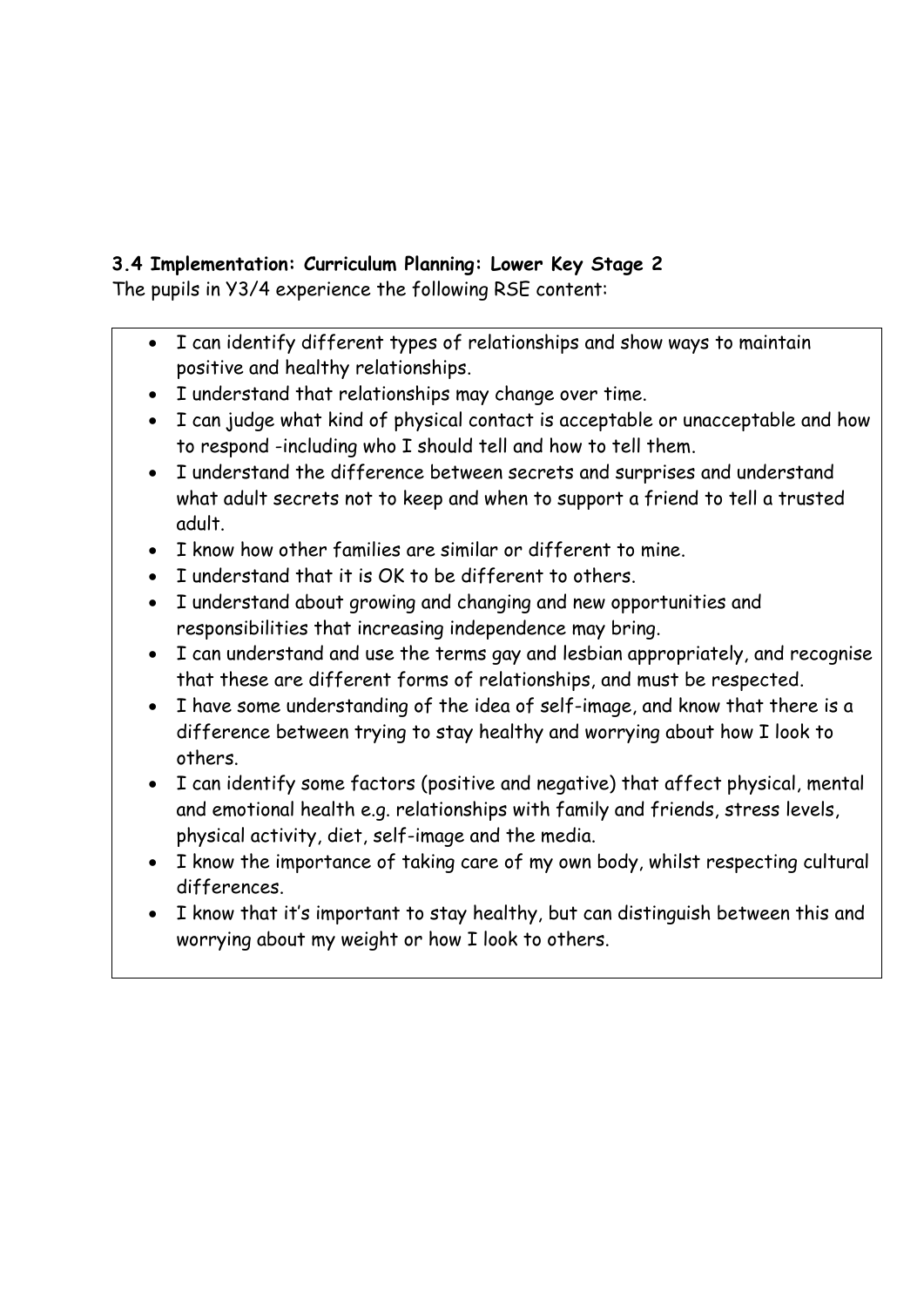### 3.4 Implementation: Curriculum Planning: Lower Key Stage 2

The pupils in Y3/4 experience the following RSE content:

- I can identify different types of relationships and show ways to maintain positive and healthy relationships.
- I understand that relationships may change over time.
- I can judge what kind of physical contact is acceptable or unacceptable and how to respond -including who I should tell and how to tell them.
- I understand the difference between secrets and surprises and understand what adult secrets not to keep and when to support a friend to tell a trusted adult.
- I know how other families are similar or different to mine.
- I understand that it is OK to be different to others.
- I understand about growing and changing and new opportunities and responsibilities that increasing independence may bring.
- I can understand and use the terms gay and lesbian appropriately, and recognise that these are different forms of relationships, and must be respected.
- I have some understanding of the idea of self-image, and know that there is a difference between trying to stay healthy and worrying about how I look to others.
- I can identify some factors (positive and negative) that affect physical, mental and emotional health e.g. relationships with family and friends, stress levels, physical activity, diet, self-image and the media.
- I know the importance of taking care of my own body, whilst respecting cultural differences.
- I know that it's important to stay healthy, but can distinguish between this and worrying about my weight or how I look to others.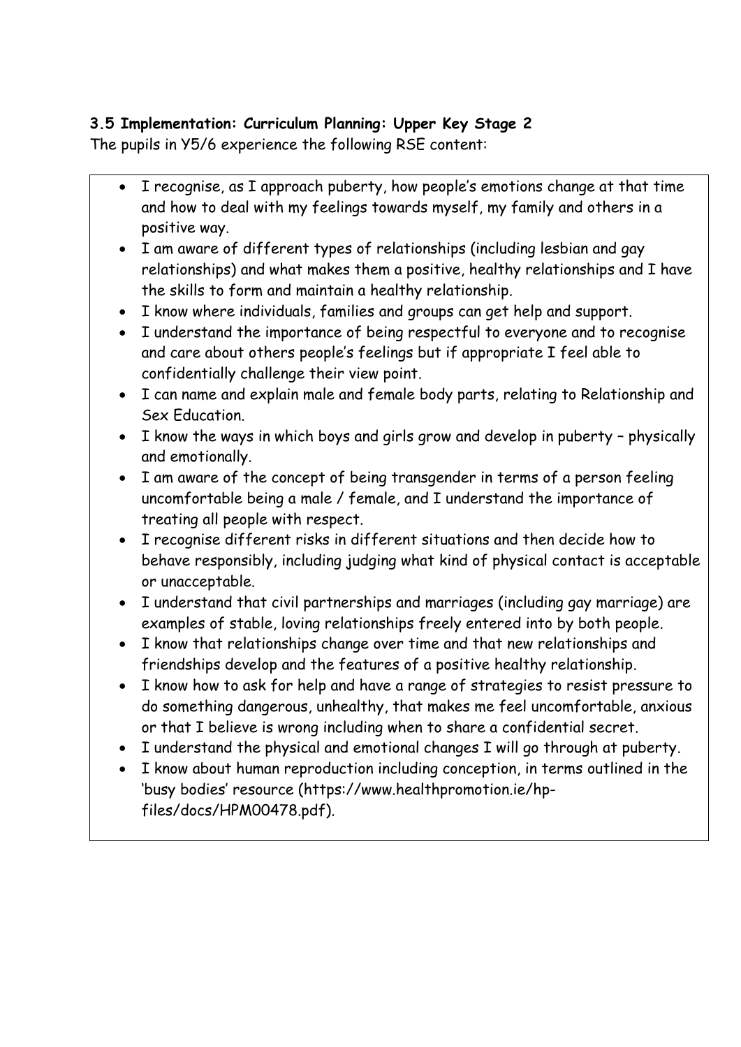**3.5 Implementation: Curriculum Planning: Upper Key Stage 2**

The pupils in Y5/6 experience the following RSE content:

- I recognise, as I approach puberty, how people's emotions change at that time and how to deal with my feelings towards myself, my family and others in a positive way.
- I am aware of different types of relationships (including lesbian and gay relationships) and what makes them a positive, healthy relationships and I have the skills to form and maintain a healthy relationship.
- I know where individuals, families and groups can get help and support.
- I understand the importance of being respectful to everyone and to recognise and care about others people's feelings but if appropriate I feel able to confidentially challenge their view point.
- I can name and explain male and female body parts, relating to Relationship and Sex Education.
- I know the ways in which boys and girls grow and develop in puberty – physically and emotionally.
- I am aware of the concept of being transgender in terms of a person feeling uncomfortable being a male / female, and I understand the importance of treating all people with respect.
- I recognise different risks in different situations and then decide how to behave responsibly, including judging what kind of physical contact is acceptable or unacceptable.
- I understand that civil partnerships and marriages (including gay marriage) are examples of stable, loving relationships freely entered into by both people.
- I know that relationships change over time and that new relationships and friendships develop and the features of a positive healthy relationship.
- I know how to ask for help and have a range of strategies to resist pressure to do something dangerous, unhealthy, that makes me feel uncomfortable, anxious or that I believe is wrong including when to share a confidential secret.
- I understand the physical and emotional changes I will go through at puberty.
- I know about human reproduction including conception, in terms outlined in the 'busy bodies' resource (https://www.healthpromotion.ie/hp-files/docs/HPM00478.pdf).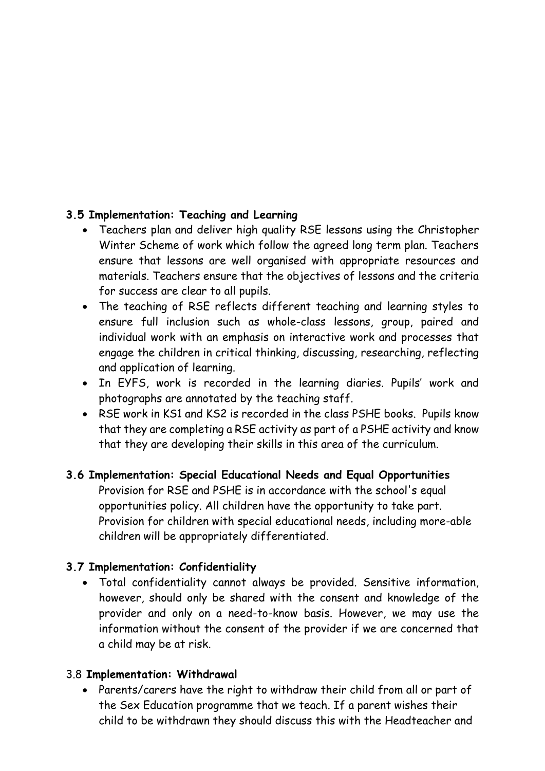**3.5 Implementation: Teaching and Learning**

- Teachers plan and deliver high quality RSE lessons using the Christopher Winter Scheme of work which follow the agreed long term plan. Teachers ensure that lessons are well organised with appropriate resources and materials. Teachers ensure that the objectives of lessons and the criteria for success are clear to all pupils.
- The teaching of RSE reflects different teaching and learning styles to ensure full inclusion such as whole-class lessons, group, paired and individual work with an emphasis on interactive work and processes that engage the children in critical thinking, discussing, researching, reflecting and application of learning.
- In EYFS, work is recorded in the learning diaries. Pupils' work and photographs are annotated by the teaching staff.
- RSE work in KS1 and KS2 is recorded in the class PSHE books. Pupils know that they are completing a RSE activity as part of a PSHE activity and know that they are developing their skills in this area of the curriculum.

**3.6 Implementation: Special Educational Needs and Equal Opportunities**

Provision for RSE and PSHE is in accordance with the school's equal opportunities policy. All children have the opportunity to take part. Provision for children with special educational needs, including more-able children will be appropriately differentiated.

**3.7 Implementation: Confidentiality**

- Total confidentiality cannot always be provided. Sensitive information, however, should only be shared with the consent and knowledge of the provider and only on a need-to-know basis. However, we may use the information without the consent of the provider if we are concerned that a child may be at risk.

3.8 **Implementation: Withdrawal**

- Parents/carers have the right to withdraw their child from all or part of the Sex Education programme that we teach. If a parent wishes their child to be withdrawn they should discuss this with the Headteacher and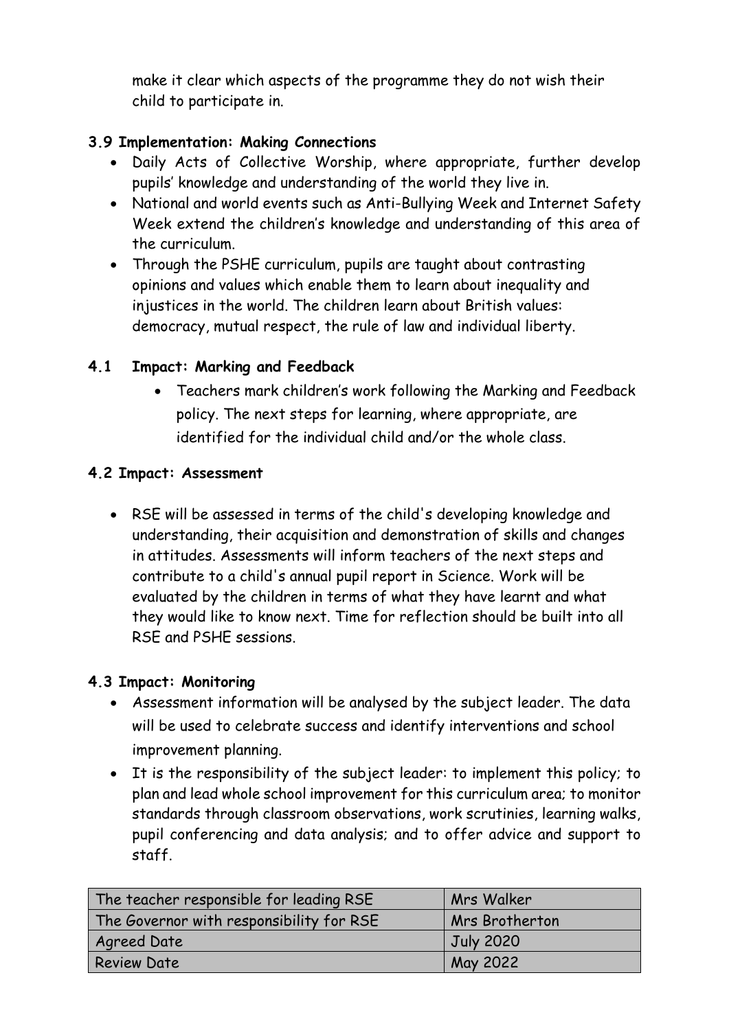make it clear which aspects of the programme they do not wish their child to participate in.

### 3.9 Implementation: Making Connections

- Daily Acts of Collective Worship, where appropriate, further develop pupils' knowledge and understanding of the world they live in.
- National and world events such as Anti-Bullying Week and Internet Safety Week extend the children's knowledge and understanding of this area of the curriculum.
- Through the PSHE curriculum, pupils are taught about contrasting opinions and values which enable them to learn about inequality and injustices in the world. The children learn about British values: democracy, mutual respect, the rule of law and individual liberty.

### 4.1 Impact: Marking and Feedback

- Teachers mark children's work following the Marking and Feedback policy. The next steps for learning, where appropriate, are identified for the individual child and/or the whole class.

### 4.2 Impact: Assessment

- RSE will be assessed in terms of the child's developing knowledge and understanding, their acquisition and demonstration of skills and changes in attitudes. Assessments will inform teachers of the next steps and contribute to a child's annual pupil report in Science. Work will be evaluated by the children in terms of what they have learnt and what they would like to know next. Time for reflection should be built into all RSE and PSHE sessions.

### 4.3 Impact: Monitoring

- Assessment information will be analysed by the subject leader. The data will be used to celebrate success and identify interventions and school improvement planning.
- It is the responsibility of the subject leader: to implement this policy; to plan and lead whole school improvement for this curriculum area; to monitor standards through classroom observations, work scrutinies, learning walks, pupil conferencing and data analysis; and to offer advice and support to staff.

| | |
|---|---|
| The teacher responsible for leading RSE | Mrs Walker |
| The Governor with responsibility for RSE | Mrs Brotherton |
| Agreed Date | July 2020 |
| Review Date | May 2022 |